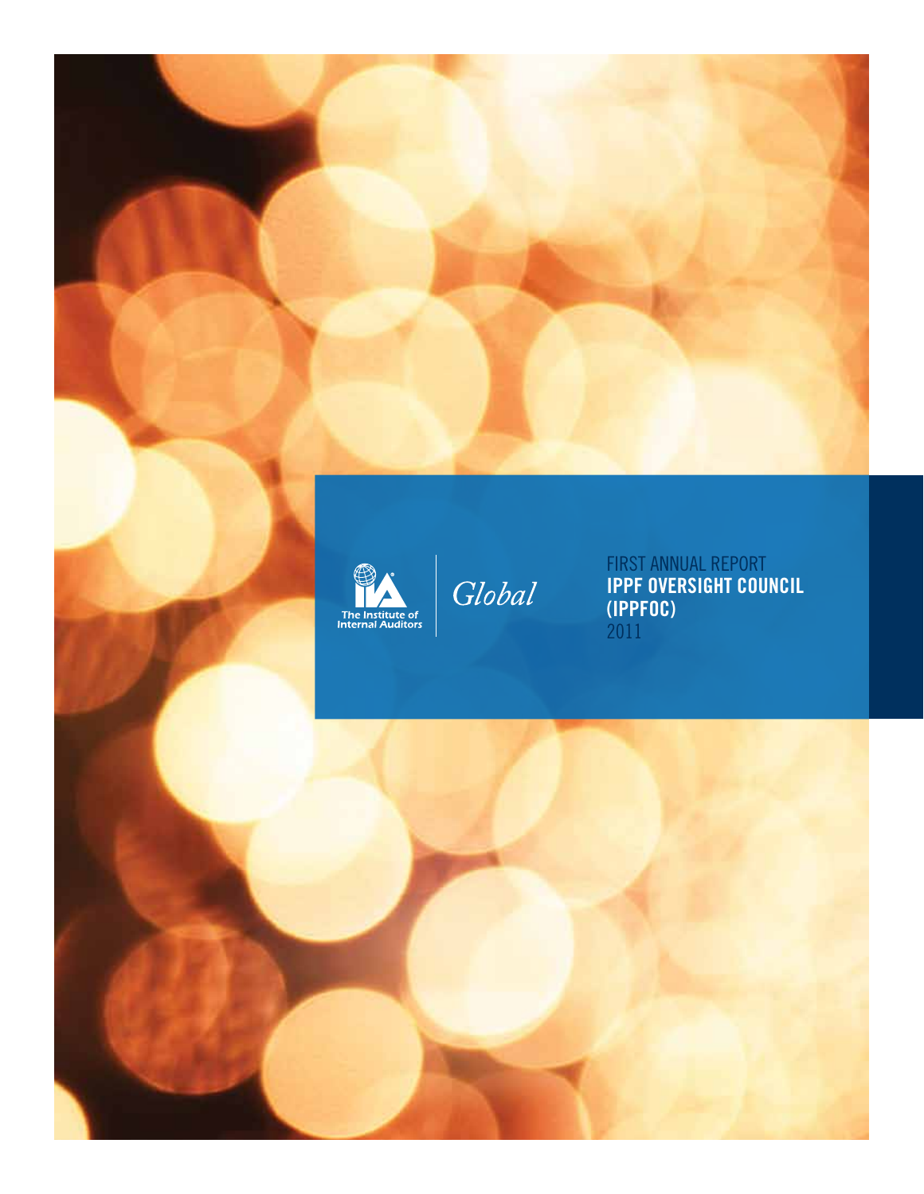The Institute of Internal Auditors

*Global*

# FIRST ANNUAL REPORT
# IPPF OVERSIGHT COUNCIL (IPPFOC)
# 2011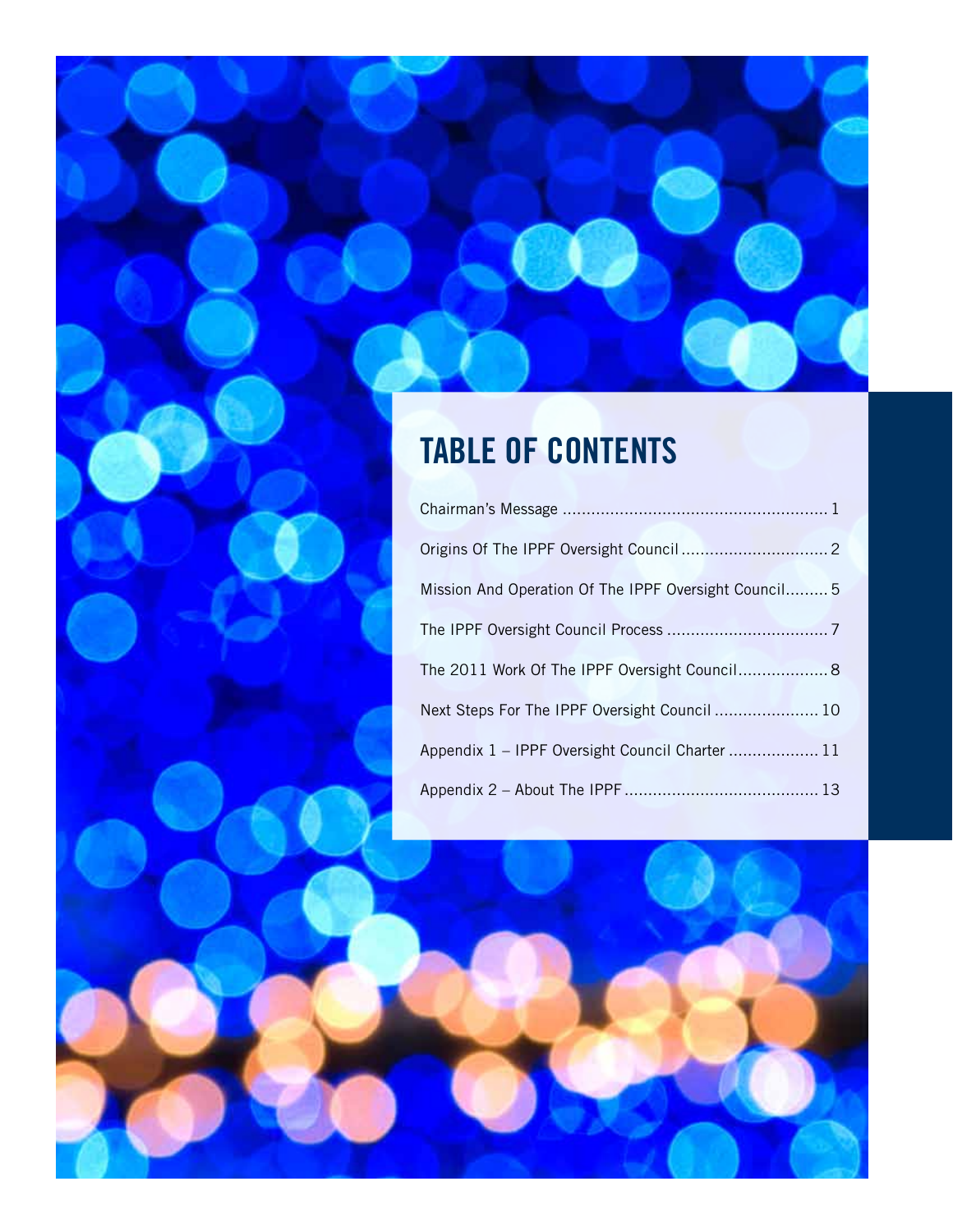# TABLE OF CONTENTS

Chairman's Message ........................................................ 1

Origins Of The IPPF Oversight Council ............................... 2

Mission And Operation Of The IPPF Oversight Council......... 5

The IPPF Oversight Council Process .................................. 7

The 2011 Work Of The IPPF Oversight Council................... 8

Next Steps For The IPPF Oversight Council ...................... 10

Appendix 1 – IPPF Oversight Council Charter ................... 11

Appendix 2 – About The IPPF ......................................... 13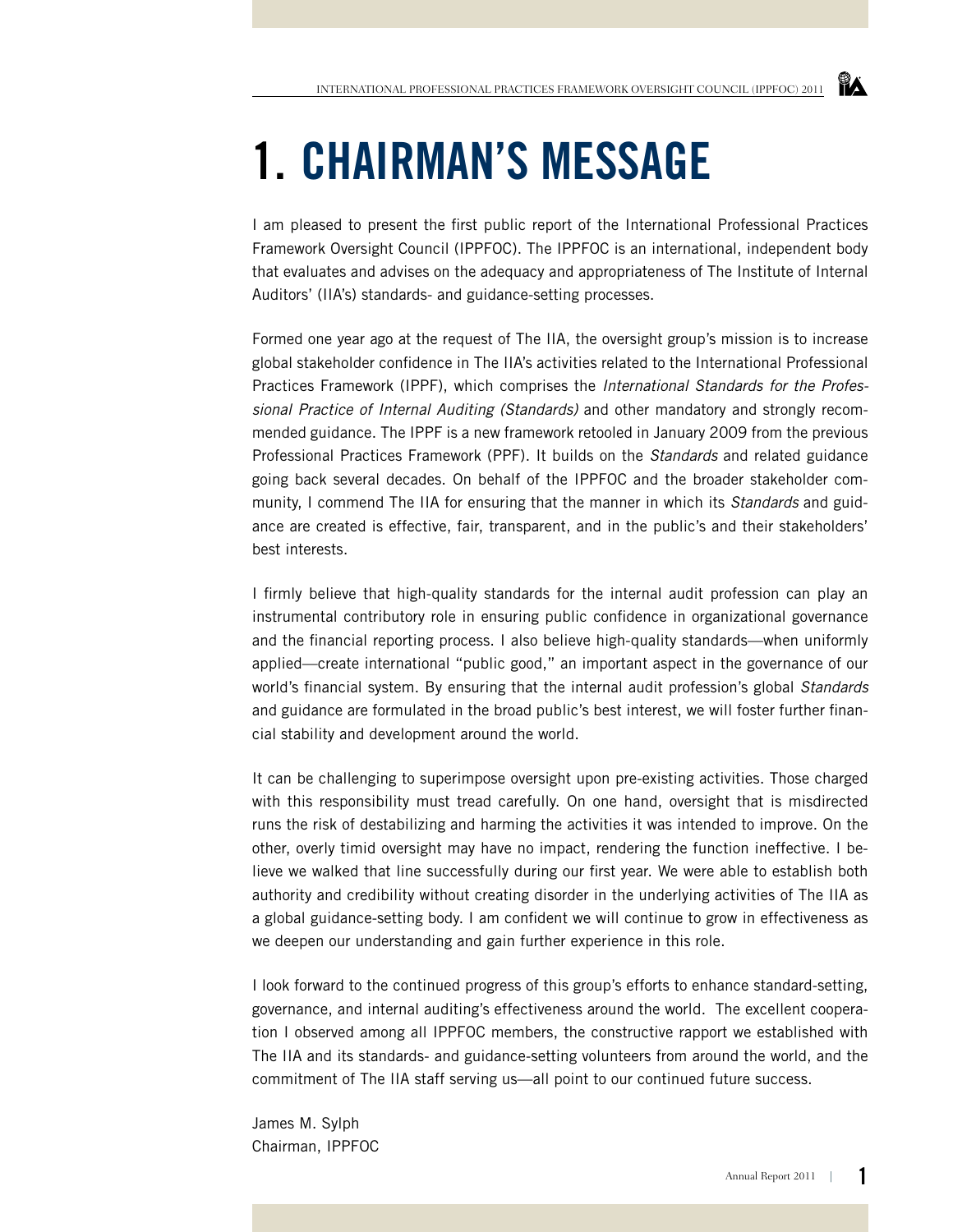# 1. CHAIRMAN'S MESSAGE

I am pleased to present the first public report of the International Professional Practices Framework Oversight Council (IPPFOC). The IPPFOC is an international, independent body that evaluates and advises on the adequacy and appropriateness of The Institute of Internal Auditors' (IIA's) standards- and guidance-setting processes.

Formed one year ago at the request of The IIA, the oversight group's mission is to increase global stakeholder confidence in The IIA's activities related to the International Professional Practices Framework (IPPF), which comprises the *International Standards for the Professional Practice of Internal Auditing (Standards)* and other mandatory and strongly recommended guidance. The IPPF is a new framework retooled in January 2009 from the previous Professional Practices Framework (PPF). It builds on the *Standards* and related guidance going back several decades. On behalf of the IPPFOC and the broader stakeholder community, I commend The IIA for ensuring that the manner in which its *Standards* and guidance are created is effective, fair, transparent, and in the public's and their stakeholders' best interests.

I firmly believe that high-quality standards for the internal audit profession can play an instrumental contributory role in ensuring public confidence in organizational governance and the financial reporting process. I also believe high-quality standards—when uniformly applied—create international "public good," an important aspect in the governance of our world's financial system. By ensuring that the internal audit profession's global *Standards* and guidance are formulated in the broad public's best interest, we will foster further financial stability and development around the world.

It can be challenging to superimpose oversight upon pre-existing activities. Those charged with this responsibility must tread carefully. On one hand, oversight that is misdirected runs the risk of destabilizing and harming the activities it was intended to improve. On the other, overly timid oversight may have no impact, rendering the function ineffective. I believe we walked that line successfully during our first year. We were able to establish both authority and credibility without creating disorder in the underlying activities of The IIA as a global guidance-setting body. I am confident we will continue to grow in effectiveness as we deepen our understanding and gain further experience in this role.

I look forward to the continued progress of this group's efforts to enhance standard-setting, governance, and internal auditing's effectiveness around the world. The excellent cooperation I observed among all IPPFOC members, the constructive rapport we established with The IIA and its standards- and guidance-setting volunteers from around the world, and the commitment of The IIA staff serving us—all point to our continued future success.

James M. Sylph
Chairman, IPPFOC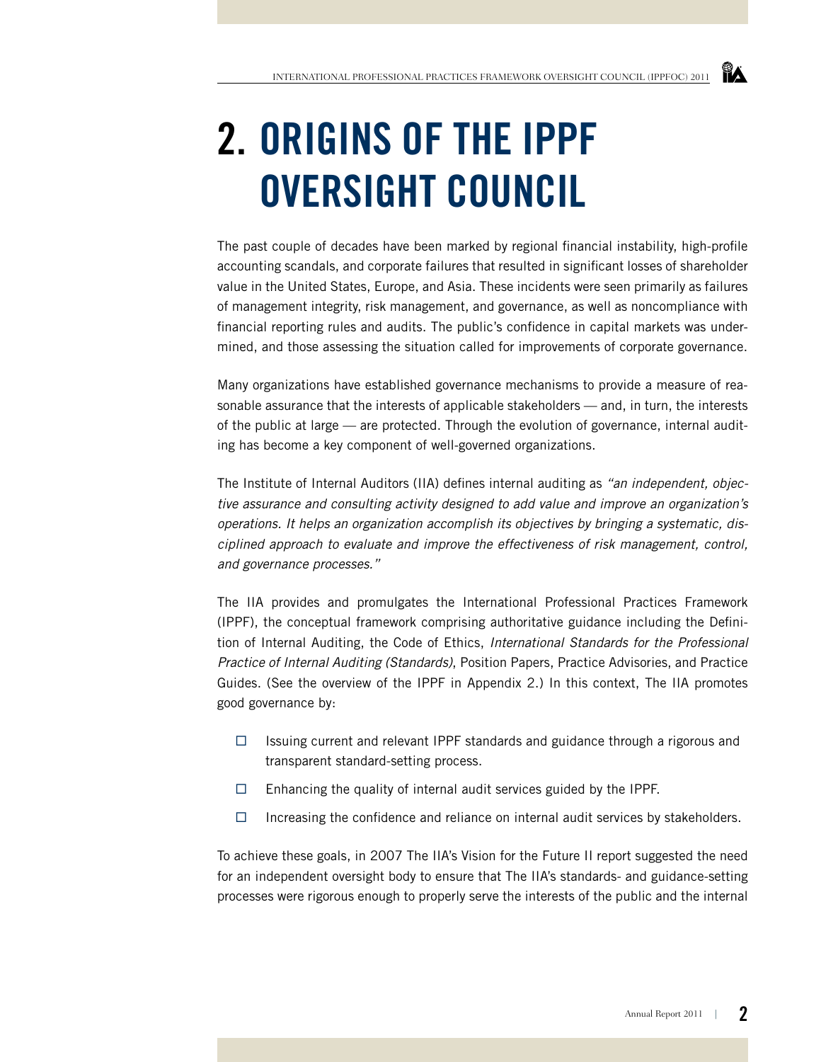# 2. ORIGINS OF THE IPPF OVERSIGHT COUNCIL

The past couple of decades have been marked by regional financial instability, high-profile accounting scandals, and corporate failures that resulted in significant losses of shareholder value in the United States, Europe, and Asia. These incidents were seen primarily as failures of management integrity, risk management, and governance, as well as noncompliance with financial reporting rules and audits. The public's confidence in capital markets was undermined, and those assessing the situation called for improvements of corporate governance.

Many organizations have established governance mechanisms to provide a measure of reasonable assurance that the interests of applicable stakeholders — and, in turn, the interests of the public at large — are protected. Through the evolution of governance, internal auditing has become a key component of well-governed organizations.

The Institute of Internal Auditors (IIA) defines internal auditing as *"an independent, objective assurance and consulting activity designed to add value and improve an organization's operations. It helps an organization accomplish its objectives by bringing a systematic, disciplined approach to evaluate and improve the effectiveness of risk management, control, and governance processes."*

The IIA provides and promulgates the International Professional Practices Framework (IPPF), the conceptual framework comprising authoritative guidance including the Definition of Internal Auditing, the Code of Ethics, *International Standards for the Professional Practice of Internal Auditing (Standards)*, Position Papers, Practice Advisories, and Practice Guides. (See the overview of the IPPF in Appendix 2.) In this context, The IIA promotes good governance by:

- Issuing current and relevant IPPF standards and guidance through a rigorous and transparent standard-setting process.
- Enhancing the quality of internal audit services guided by the IPPF.
- Increasing the confidence and reliance on internal audit services by stakeholders.

To achieve these goals, in 2007 The IIA's Vision for the Future II report suggested the need for an independent oversight body to ensure that The IIA's standards- and guidance-setting processes were rigorous enough to properly serve the interests of the public and the internal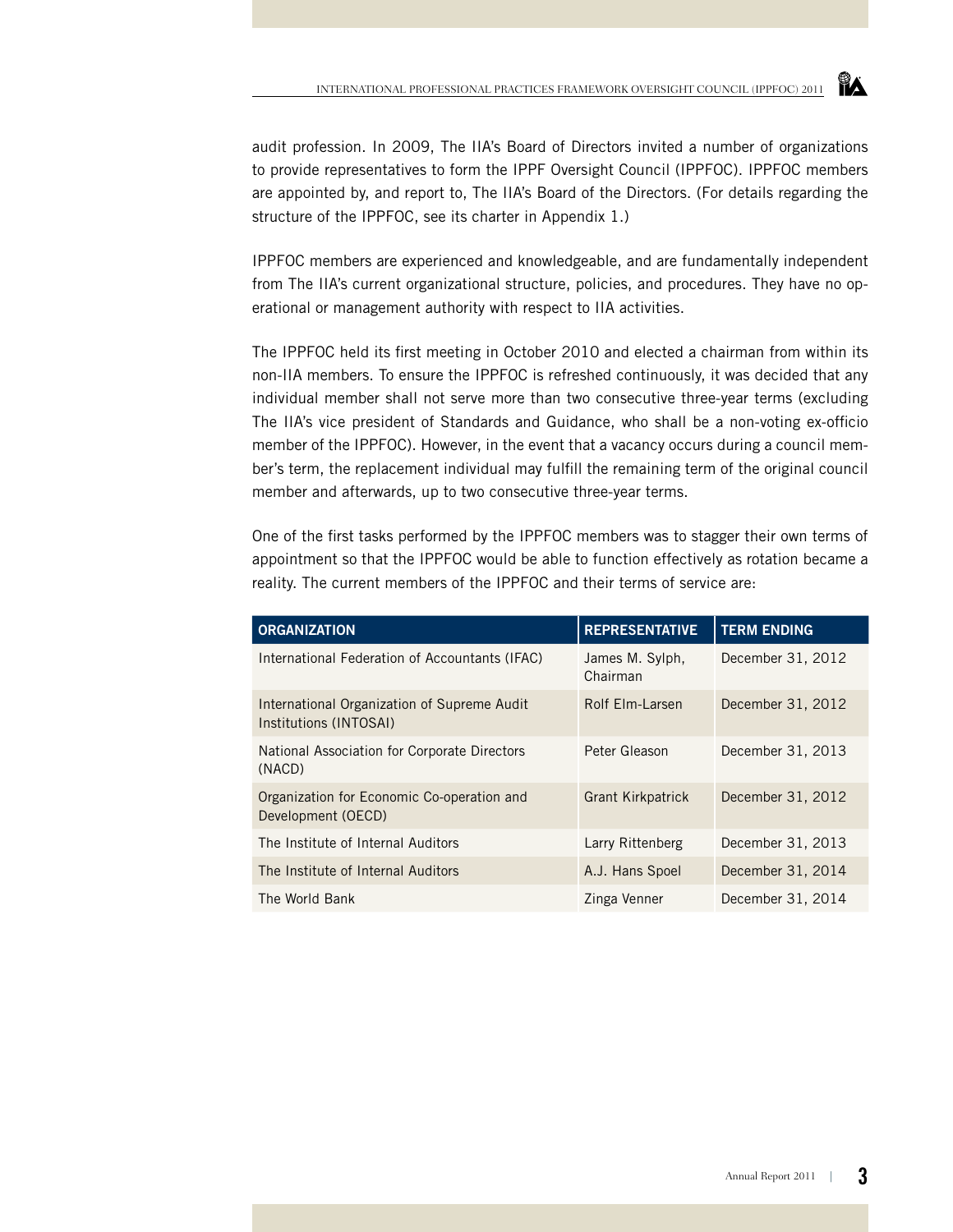audit profession. In 2009, The IIA's Board of Directors invited a number of organizations to provide representatives to form the IPPF Oversight Council (IPPFOC). IPPFOC members are appointed by, and report to, The IIA's Board of the Directors. (For details regarding the structure of the IPPFOC, see its charter in Appendix 1.)

IPPFOC members are experienced and knowledgeable, and are fundamentally independent from The IIA's current organizational structure, policies, and procedures. They have no operational or management authority with respect to IIA activities.

The IPPFOC held its first meeting in October 2010 and elected a chairman from within its non-IIA members. To ensure the IPPFOC is refreshed continuously, it was decided that any individual member shall not serve more than two consecutive three-year terms (excluding The IIA's vice president of Standards and Guidance, who shall be a non-voting ex-officio member of the IPPFOC). However, in the event that a vacancy occurs during a council member's term, the replacement individual may fulfill the remaining term of the original council member and afterwards, up to two consecutive three-year terms.

One of the first tasks performed by the IPPFOC members was to stagger their own terms of appointment so that the IPPFOC would be able to function effectively as rotation became a reality. The current members of the IPPFOC and their terms of service are:

| ORGANIZATION | REPRESENTATIVE | TERM ENDING |
|---|---|---|
| International Federation of Accountants (IFAC) | James M. Sylph, Chairman | December 31, 2012 |
| International Organization of Supreme Audit Institutions (INTOSAI) | Rolf Elm-Larsen | December 31, 2012 |
| National Association for Corporate Directors (NACD) | Peter Gleason | December 31, 2013 |
| Organization for Economic Co-operation and Development (OECD) | Grant Kirkpatrick | December 31, 2012 |
| The Institute of Internal Auditors | Larry Rittenberg | December 31, 2013 |
| The Institute of Internal Auditors | A.J. Hans Spoel | December 31, 2014 |
| The World Bank | Zinga Venner | December 31, 2014 |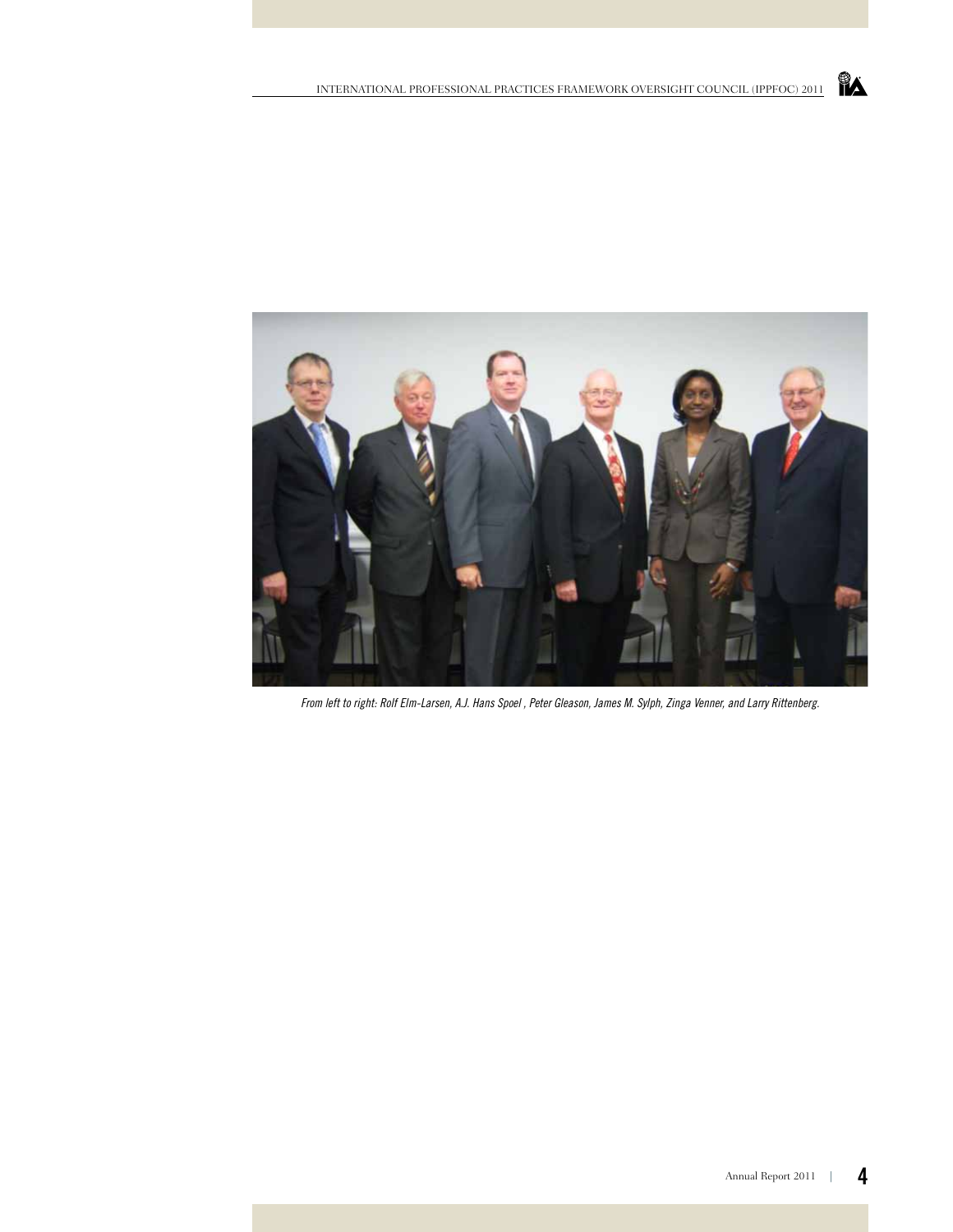*From left to right: Rolf Elm-Larsen, A.J. Hans Spoel , Peter Gleason, James M. Sylph, Zinga Venner, and Larry Rittenberg.*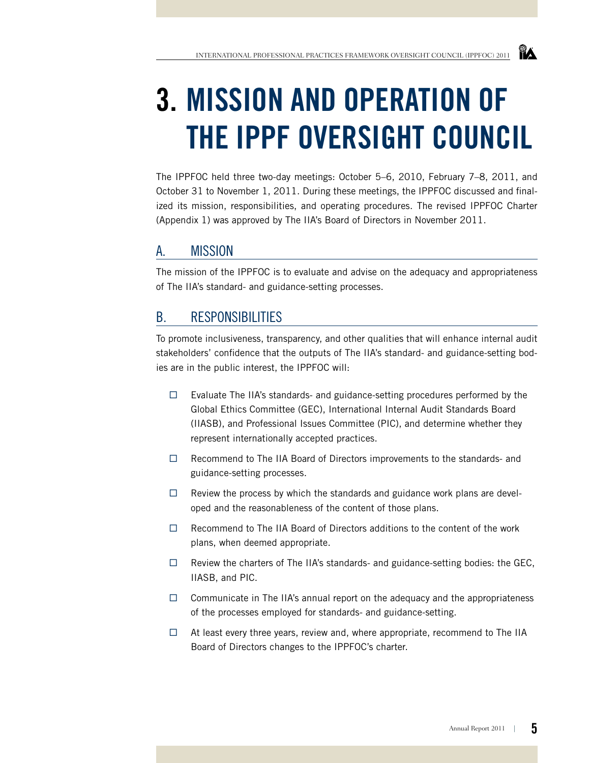# 3. MISSION AND OPERATION OF THE IPPF OVERSIGHT COUNCIL

The IPPFOC held three two-day meetings: October 5–6, 2010, February 7–8, 2011, and October 31 to November 1, 2011. During these meetings, the IPPFOC discussed and finalized its mission, responsibilities, and operating procedures. The revised IPPFOC Charter (Appendix 1) was approved by The IIA's Board of Directors in November 2011.

## A. MISSION

The mission of the IPPFOC is to evaluate and advise on the adequacy and appropriateness of The IIA's standard- and guidance-setting processes.

## B. RESPONSIBILITIES

To promote inclusiveness, transparency, and other qualities that will enhance internal audit stakeholders' confidence that the outputs of The IIA's standard- and guidance-setting bodies are in the public interest, the IPPFOC will:

- Evaluate The IIA's standards- and guidance-setting procedures performed by the Global Ethics Committee (GEC), International Internal Audit Standards Board (IIASB), and Professional Issues Committee (PIC), and determine whether they represent internationally accepted practices.
- Recommend to The IIA Board of Directors improvements to the standards- and guidance-setting processes.
- Review the process by which the standards and guidance work plans are developed and the reasonableness of the content of those plans.
- Recommend to The IIA Board of Directors additions to the content of the work plans, when deemed appropriate.
- Review the charters of The IIA's standards- and guidance-setting bodies: the GEC, IIASB, and PIC.
- Communicate in The IIA's annual report on the adequacy and the appropriateness of the processes employed for standards- and guidance-setting.
- At least every three years, review and, where appropriate, recommend to The IIA Board of Directors changes to the IPPFOC's charter.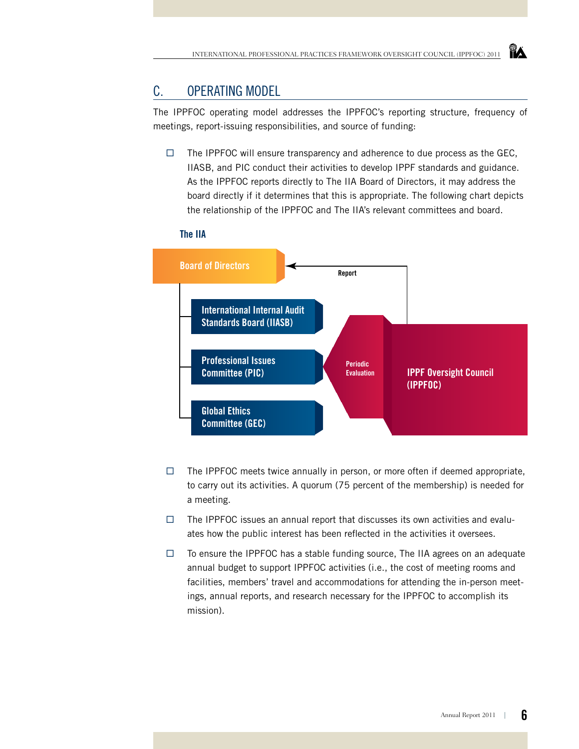## C. OPERATING MODEL

The IPPFOC operating model addresses the IPPFOC's reporting structure, frequency of meetings, report-issuing responsibilities, and source of funding:

- The IPPFOC will ensure transparency and adherence to due process as the GEC, IIASB, and PIC conduct their activities to develop IPPF standards and guidance. As the IPPFOC reports directly to The IIA Board of Directors, it may address the board directly if it determines that this is appropriate. The following chart depicts the relationship of the IPPFOC and The IIA's relevant committees and board.

The IIA

Board of Directors

Report

International Internal Audit Standards Board (IIASB)

Professional Issues Committee (PIC)

Global Ethics Committee (GEC)

Periodic Evaluation

IPPF Oversight Council (IPPFOC)

- The IPPFOC meets twice annually in person, or more often if deemed appropriate, to carry out its activities. A quorum (75 percent of the membership) is needed for a meeting.
- The IPPFOC issues an annual report that discusses its own activities and evaluates how the public interest has been reflected in the activities it oversees.
- To ensure the IPPFOC has a stable funding source, The IIA agrees on an adequate annual budget to support IPPFOC activities (i.e., the cost of meeting rooms and facilities, members' travel and accommodations for attending the in-person meetings, annual reports, and research necessary for the IPPFOC to accomplish its mission).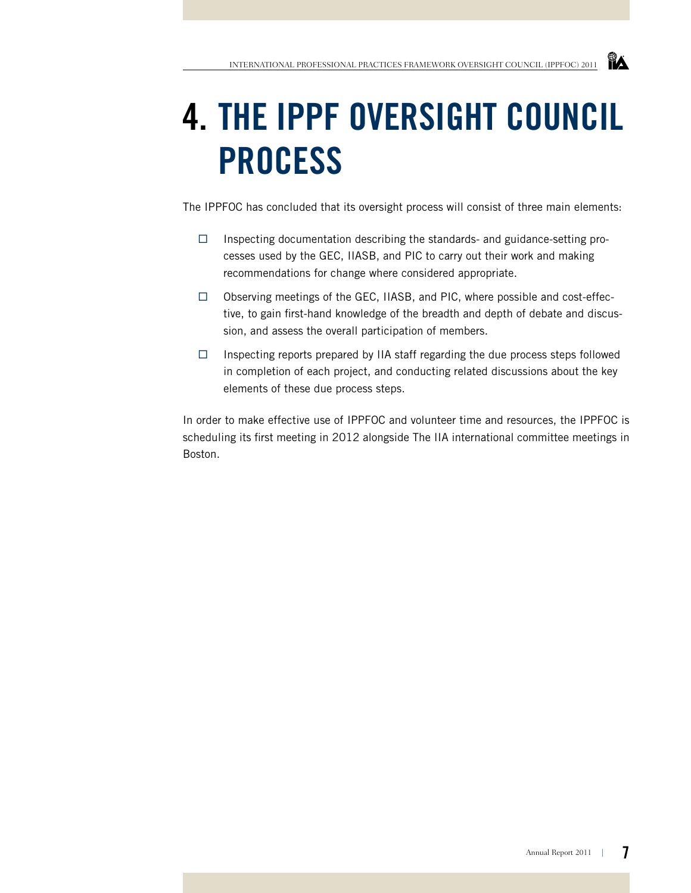# 4. THE IPPF OVERSIGHT COUNCIL PROCESS

The IPPFOC has concluded that its oversight process will consist of three main elements:

- Inspecting documentation describing the standards- and guidance-setting processes used by the GEC, IIASB, and PIC to carry out their work and making recommendations for change where considered appropriate.
- Observing meetings of the GEC, IIASB, and PIC, where possible and cost-effective, to gain first-hand knowledge of the breadth and depth of debate and discussion, and assess the overall participation of members.
- Inspecting reports prepared by IIA staff regarding the due process steps followed in completion of each project, and conducting related discussions about the key elements of these due process steps.

In order to make effective use of IPPFOC and volunteer time and resources, the IPPFOC is scheduling its first meeting in 2012 alongside The IIA international committee meetings in Boston.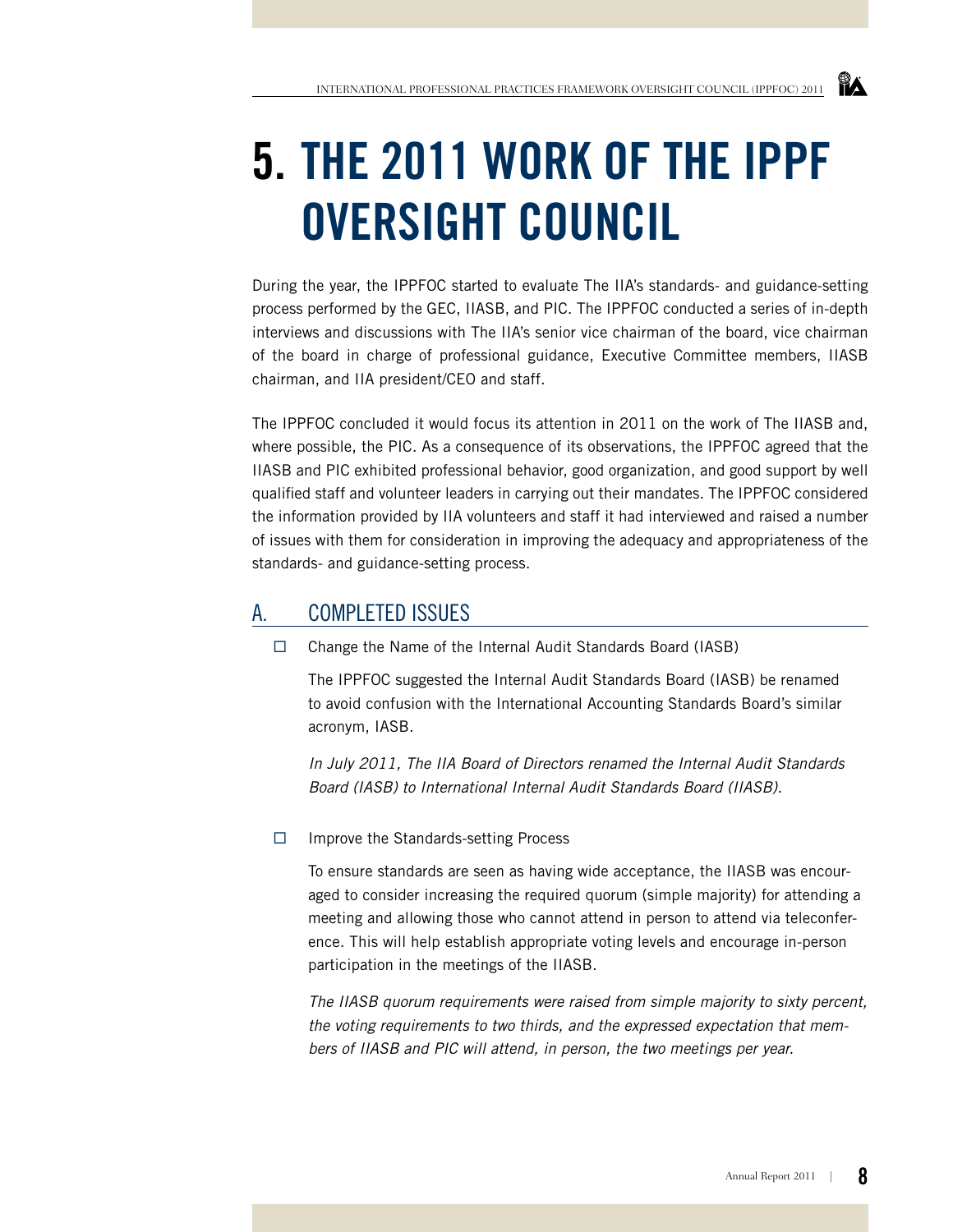# 5. THE 2011 WORK OF THE IPPF OVERSIGHT COUNCIL

During the year, the IPPFOC started to evaluate The IIA's standards- and guidance-setting process performed by the GEC, IIASB, and PIC. The IPPFOC conducted a series of in-depth interviews and discussions with The IIA's senior vice chairman of the board, vice chairman of the board in charge of professional guidance, Executive Committee members, IIASB chairman, and IIA president/CEO and staff.

The IPPFOC concluded it would focus its attention in 2011 on the work of The IIASB and, where possible, the PIC. As a consequence of its observations, the IPPFOC agreed that the IIASB and PIC exhibited professional behavior, good organization, and good support by well qualified staff and volunteer leaders in carrying out their mandates. The IPPFOC considered the information provided by IIA volunteers and staff it had interviewed and raised a number of issues with them for consideration in improving the adequacy and appropriateness of the standards- and guidance-setting process.

## A. COMPLETED ISSUES

- ☐ Change the Name of the Internal Audit Standards Board (IASB)

  The IPPFOC suggested the Internal Audit Standards Board (IASB) be renamed to avoid confusion with the International Accounting Standards Board's similar acronym, IASB.

  *In July 2011, The IIA Board of Directors renamed the Internal Audit Standards Board (IASB) to International Internal Audit Standards Board (IIASB).*

- ☐ Improve the Standards-setting Process

  To ensure standards are seen as having wide acceptance, the IIASB was encouraged to consider increasing the required quorum (simple majority) for attending a meeting and allowing those who cannot attend in person to attend via teleconference. This will help establish appropriate voting levels and encourage in-person participation in the meetings of the IIASB.

  *The IIASB quorum requirements were raised from simple majority to sixty percent, the voting requirements to two thirds, and the expressed expectation that members of IIASB and PIC will attend, in person, the two meetings per year.*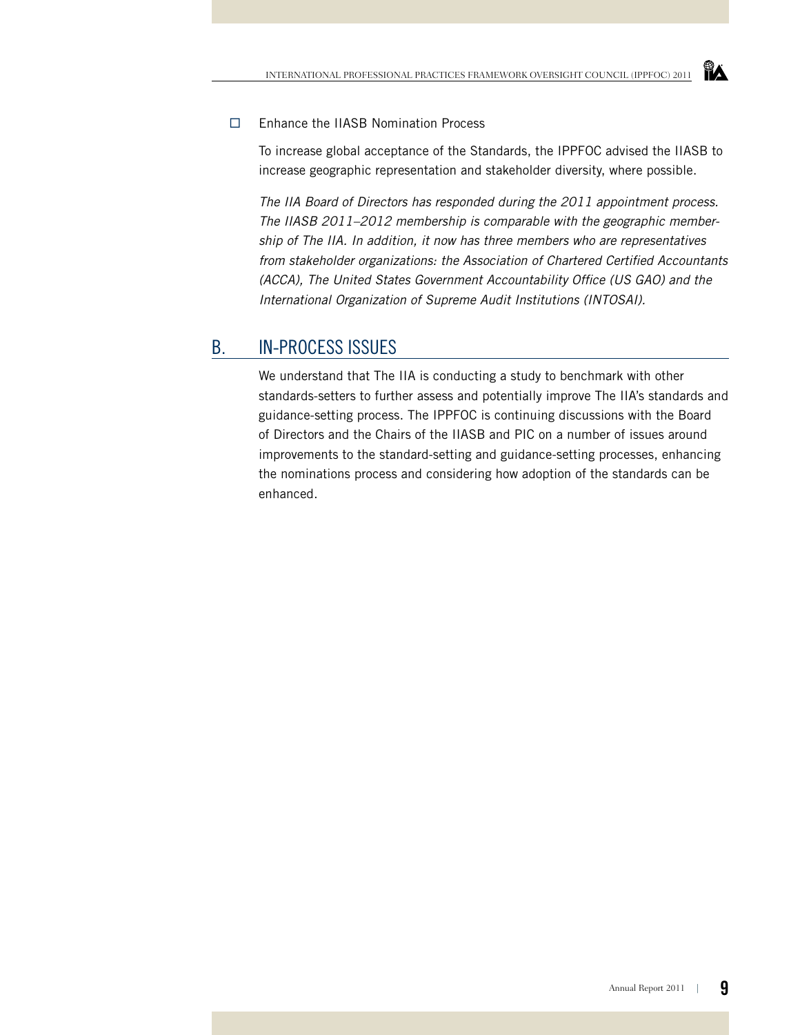- [ ] Enhance the IIASB Nomination Process

To increase global acceptance of the Standards, the IPPFOC advised the IIASB to increase geographic representation and stakeholder diversity, where possible.

*The IIA Board of Directors has responded during the 2011 appointment process. The IIASB 2011–2012 membership is comparable with the geographic membership of The IIA. In addition, it now has three members who are representatives from stakeholder organizations: the Association of Chartered Certified Accountants (ACCA), The United States Government Accountability Office (US GAO) and the International Organization of Supreme Audit Institutions (INTOSAI).*

## B. IN-PROCESS ISSUES

We understand that The IIA is conducting a study to benchmark with other standards-setters to further assess and potentially improve The IIA's standards and guidance-setting process. The IPPFOC is continuing discussions with the Board of Directors and the Chairs of the IIASB and PIC on a number of issues around improvements to the standard-setting and guidance-setting processes, enhancing the nominations process and considering how adoption of the standards can be enhanced.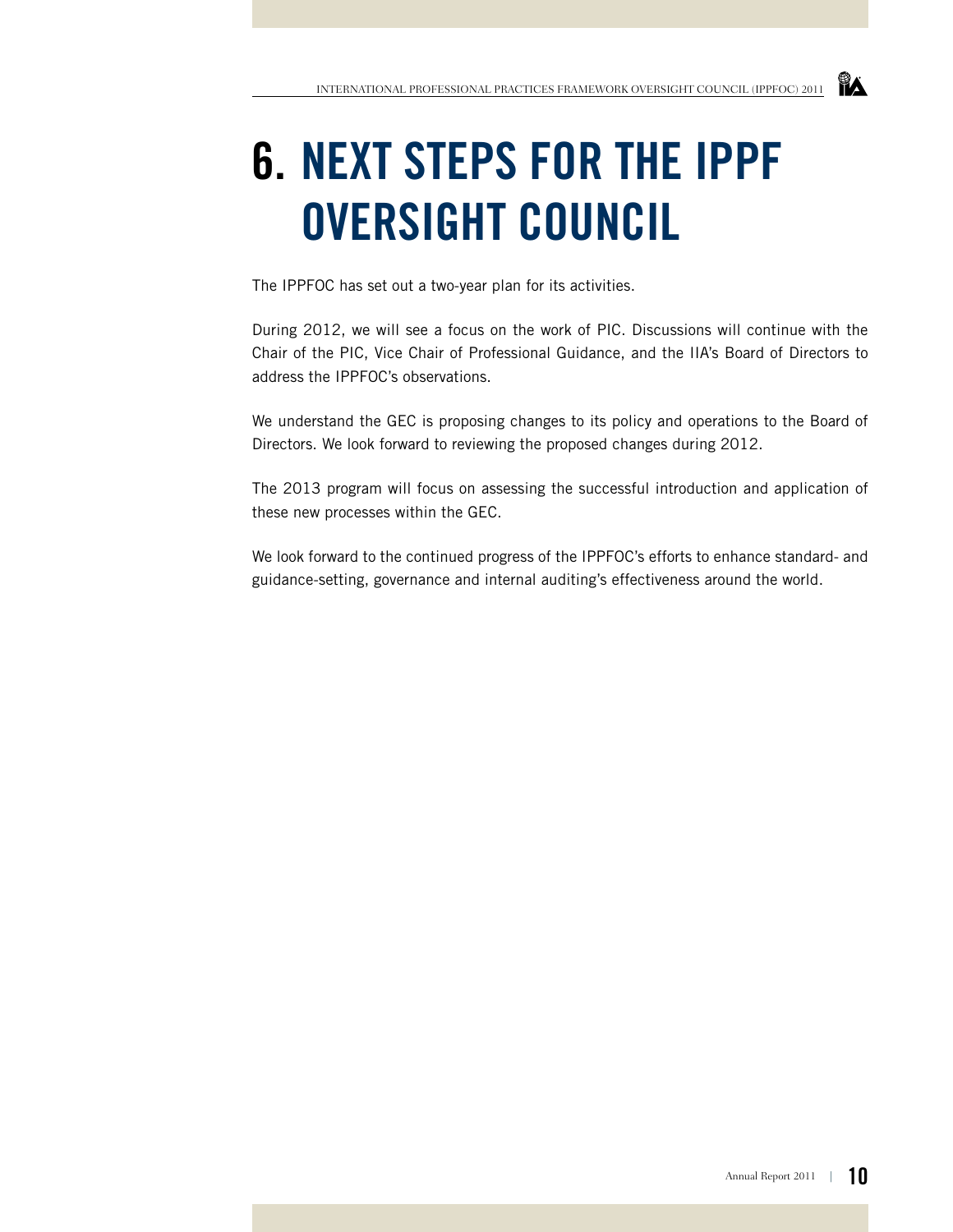# 6. NEXT STEPS FOR THE IPPF OVERSIGHT COUNCIL

The IPPFOC has set out a two-year plan for its activities.

During 2012, we will see a focus on the work of PIC. Discussions will continue with the Chair of the PIC, Vice Chair of Professional Guidance, and the IIA's Board of Directors to address the IPPFOC's observations.

We understand the GEC is proposing changes to its policy and operations to the Board of Directors. We look forward to reviewing the proposed changes during 2012.

The 2013 program will focus on assessing the successful introduction and application of these new processes within the GEC.

We look forward to the continued progress of the IPPFOC's efforts to enhance standard- and guidance-setting, governance and internal auditing's effectiveness around the world.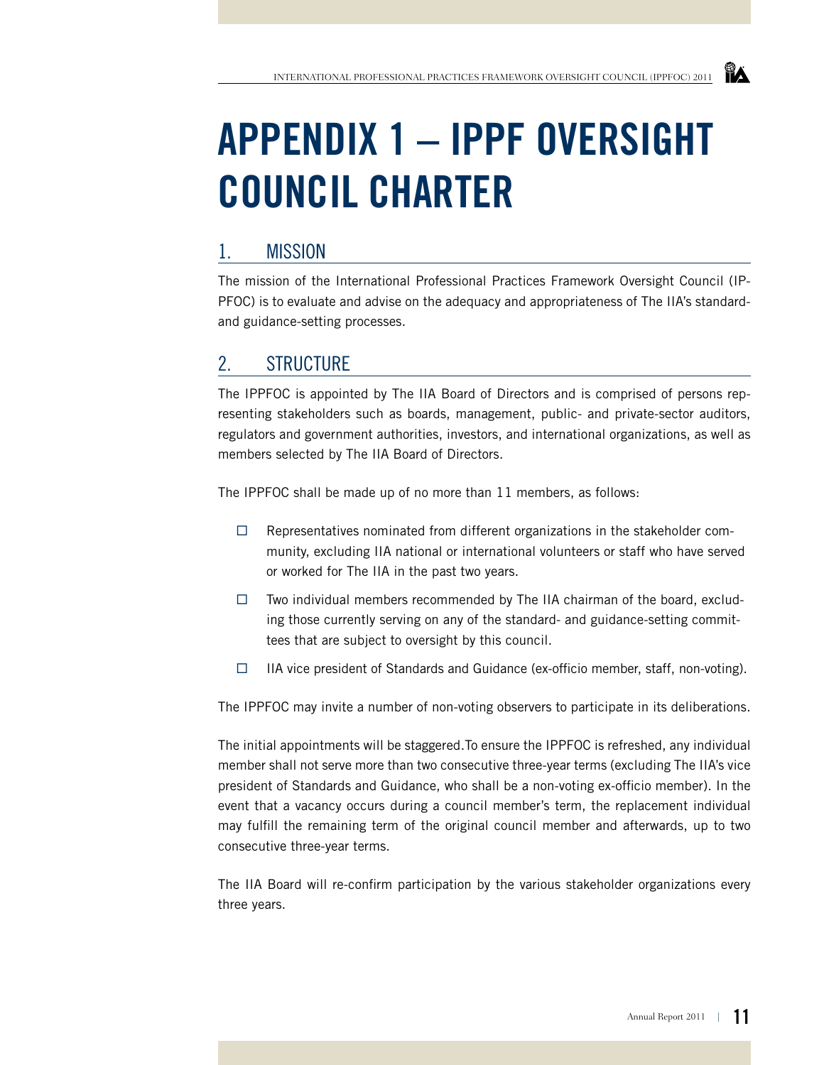# APPENDIX 1 – IPPF OVERSIGHT COUNCIL CHARTER

## 1. MISSION

The mission of the International Professional Practices Framework Oversight Council (IPPFOC) is to evaluate and advise on the adequacy and appropriateness of The IIA's standard- and guidance-setting processes.

## 2. STRUCTURE

The IPPFOC is appointed by The IIA Board of Directors and is comprised of persons representing stakeholders such as boards, management, public- and private-sector auditors, regulators and government authorities, investors, and international organizations, as well as members selected by The IIA Board of Directors.

The IPPFOC shall be made up of no more than 11 members, as follows:

- Representatives nominated from different organizations in the stakeholder community, excluding IIA national or international volunteers or staff who have served or worked for The IIA in the past two years.
- Two individual members recommended by The IIA chairman of the board, excluding those currently serving on any of the standard- and guidance-setting committees that are subject to oversight by this council.
- IIA vice president of Standards and Guidance (ex-officio member, staff, non-voting).

The IPPFOC may invite a number of non-voting observers to participate in its deliberations.

The initial appointments will be staggered. To ensure the IPPFOC is refreshed, any individual member shall not serve more than two consecutive three-year terms (excluding The IIA's vice president of Standards and Guidance, who shall be a non-voting ex-officio member). In the event that a vacancy occurs during a council member's term, the replacement individual may fulfill the remaining term of the original council member and afterwards, up to two consecutive three-year terms.

The IIA Board will re-confirm participation by the various stakeholder organizations every three years.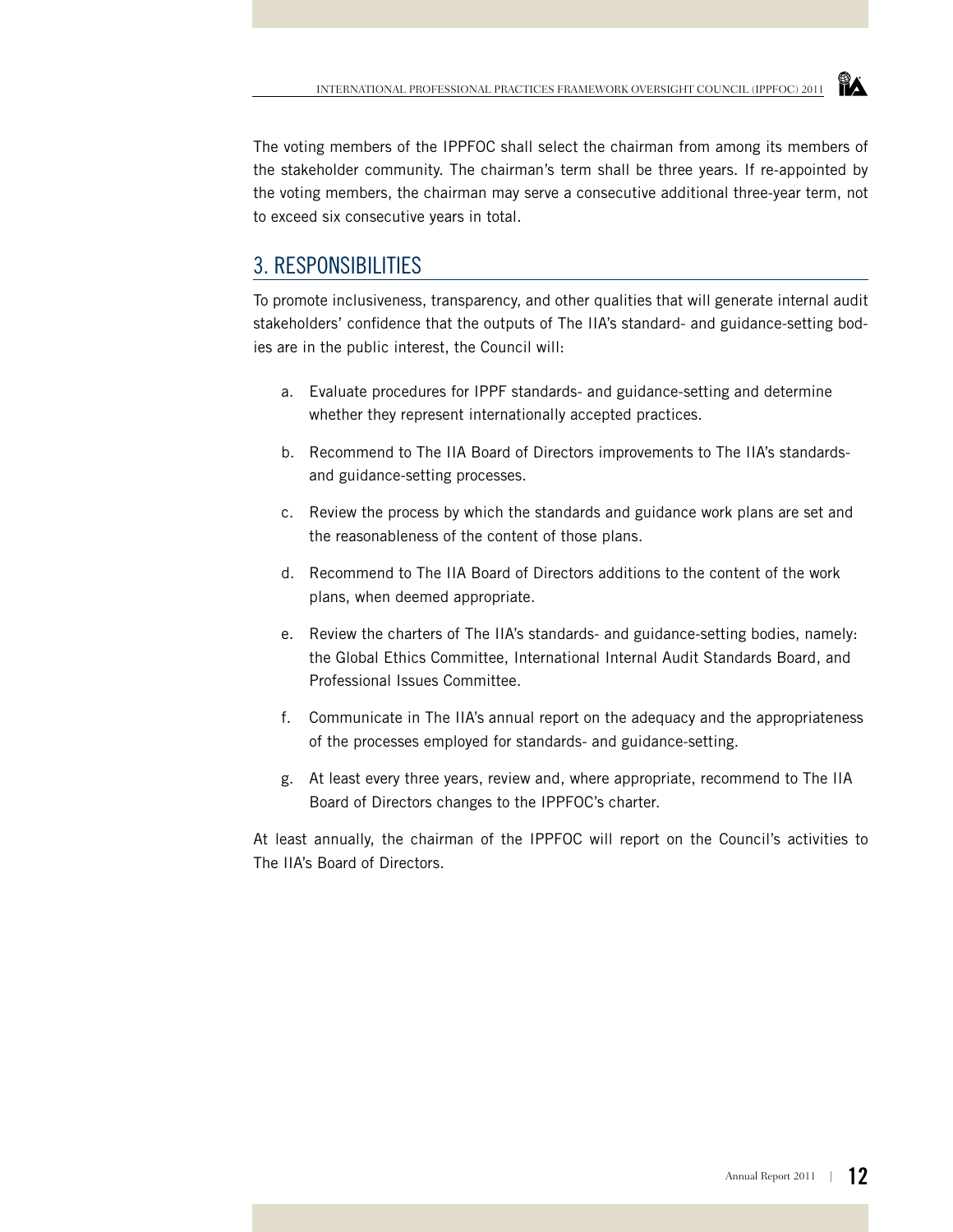The voting members of the IPPFOC shall select the chairman from among its members of the stakeholder community. The chairman's term shall be three years. If re-appointed by the voting members, the chairman may serve a consecutive additional three-year term, not to exceed six consecutive years in total.

## 3. RESPONSIBILITIES

To promote inclusiveness, transparency, and other qualities that will generate internal audit stakeholders' confidence that the outputs of The IIA's standard- and guidance-setting bodies are in the public interest, the Council will:

a. Evaluate procedures for IPPF standards- and guidance-setting and determine whether they represent internationally accepted practices.

b. Recommend to The IIA Board of Directors improvements to The IIA's standards- and guidance-setting processes.

c. Review the process by which the standards and guidance work plans are set and the reasonableness of the content of those plans.

d. Recommend to The IIA Board of Directors additions to the content of the work plans, when deemed appropriate.

e. Review the charters of The IIA's standards- and guidance-setting bodies, namely: the Global Ethics Committee, International Internal Audit Standards Board, and Professional Issues Committee.

f. Communicate in The IIA's annual report on the adequacy and the appropriateness of the processes employed for standards- and guidance-setting.

g. At least every three years, review and, where appropriate, recommend to The IIA Board of Directors changes to the IPPFOC's charter.

At least annually, the chairman of the IPPFOC will report on the Council's activities to The IIA's Board of Directors.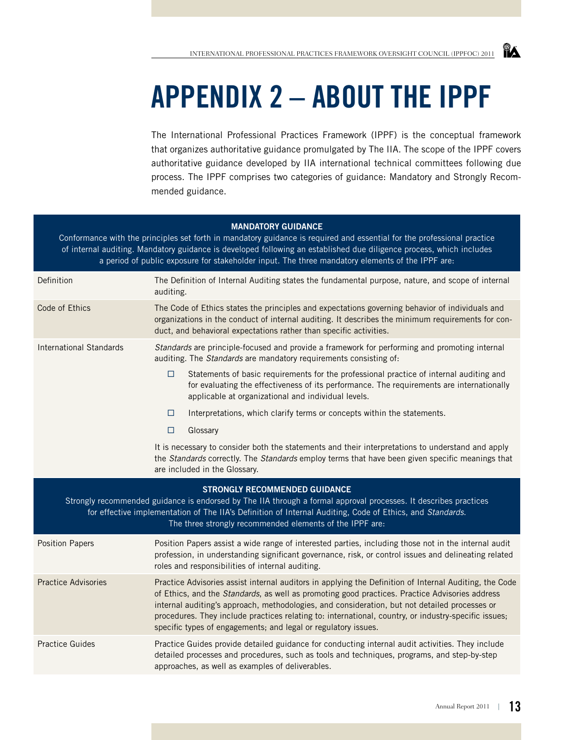# APPENDIX 2 – ABOUT THE IPPF

The International Professional Practices Framework (IPPF) is the conceptual framework that organizes authoritative guidance promulgated by The IIA. The scope of the IPPF covers authoritative guidance developed by IIA international technical committees following due process. The IPPF comprises two categories of guidance: Mandatory and Strongly Recommended guidance.

**MANDATORY GUIDANCE**

Conformance with the principles set forth in mandatory guidance is required and essential for the professional practice of internal auditing. Mandatory guidance is developed following an established due diligence process, which includes a period of public exposure for stakeholder input. The three mandatory elements of the IPPF are:

| | |
|---|---|
| Definition | The Definition of Internal Auditing states the fundamental purpose, nature, and scope of internal auditing. |
| Code of Ethics | The Code of Ethics states the principles and expectations governing behavior of individuals and organizations in the conduct of internal auditing. It describes the minimum requirements for conduct, and behavioral expectations rather than specific activities. |
| International Standards | *Standards* are principle-focused and provide a framework for performing and promoting internal auditing. The *Standards* are mandatory requirements consisting of:<br>☐ Statements of basic requirements for the professional practice of internal auditing and for evaluating the effectiveness of its performance. The requirements are internationally applicable at organizational and individual levels.<br>☐ Interpretations, which clarify terms or concepts within the statements.<br>☐ Glossary<br>It is necessary to consider both the statements and their interpretations to understand and apply the *Standards* correctly. The *Standards* employ terms that have been given specific meanings that are included in the Glossary. |

**STRONGLY RECOMMENDED GUIDANCE**

Strongly recommended guidance is endorsed by The IIA through a formal approval processes. It describes practices for effective implementation of The IIA's Definition of Internal Auditing, Code of Ethics, and *Standards*. The three strongly recommended elements of the IPPF are:

| | |
|---|---|
| Position Papers | Position Papers assist a wide range of interested parties, including those not in the internal audit profession, in understanding significant governance, risk, or control issues and delineating related roles and responsibilities of internal auditing. |
| Practice Advisories | Practice Advisories assist internal auditors in applying the Definition of Internal Auditing, the Code of Ethics, and the *Standards*, as well as promoting good practices. Practice Advisories address internal auditing's approach, methodologies, and consideration, but not detailed processes or procedures. They include practices relating to: international, country, or industry-specific issues; specific types of engagements; and legal or regulatory issues. |
| Practice Guides | Practice Guides provide detailed guidance for conducting internal audit activities. They include detailed processes and procedures, such as tools and techniques, programs, and step-by-step approaches, as well as examples of deliverables. |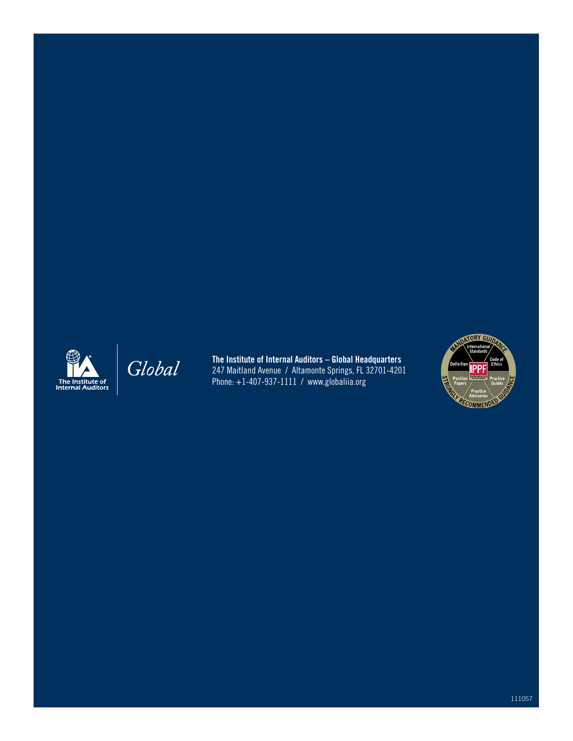The Institute of
Internal Auditors

*Global*

**The Institute of Internal Auditors – Global Headquarters**
247 Maitland Avenue / Altamonte Springs, FL 32701-4201
Phone: +1-407-937-1111 / www.globaliia.org

MANDATORY GUIDANCE

International Standards

Definition

Code of Ethics

IPPF

Position Papers

Practice Guides

Practice Advisories

STRONGLY RECOMMENDED GUIDANCE

111057